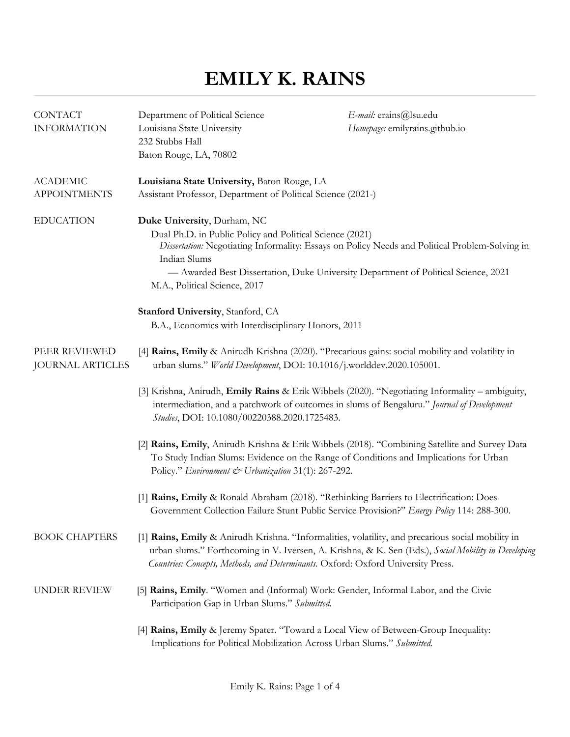# EMILY K. RAINS

## CONTACT INFORMATION

Department of Political Science
Louisiana State University
232 Stubbs Hall
Baton Rouge, LA, 70802

*E-mail:* erains@lsu.edu
*Homepage:* emilyrains.github.io

## ACADEMIC APPOINTMENTS

**Louisiana State University,** Baton Rouge, LA
Assistant Professor, Department of Political Science (2021-)

## EDUCATION

**Duke University**, Durham, NC

Dual Ph.D. in Public Policy and Political Science (2021)

*Dissertation:* Negotiating Informality: Essays on Policy Needs and Political Problem-Solving in Indian Slums

— Awarded Best Dissertation, Duke University Department of Political Science, 2021

M.A., Political Science, 2017

**Stanford University**, Stanford, CA

B.A., Economics with Interdisciplinary Honors, 2011

## PEER REVIEWED JOURNAL ARTICLES

[4] **Rains, Emily** & Anirudh Krishna (2020). "Precarious gains: social mobility and volatility in urban slums." *World Development*, DOI: 10.1016/j.worlddev.2020.105001.

[3] Krishna, Anirudh, **Emily Rains** & Erik Wibbels (2020). "Negotiating Informality – ambiguity, intermediation, and a patchwork of outcomes in slums of Bengaluru." *Journal of Development Studies*, DOI: 10.1080/00220388.2020.1725483.

[2] **Rains, Emily**, Anirudh Krishna & Erik Wibbels (2018). "Combining Satellite and Survey Data To Study Indian Slums: Evidence on the Range of Conditions and Implications for Urban Policy." *Environment & Urbanization* 31(1): 267-292.

[1] **Rains, Emily** & Ronald Abraham (2018). "Rethinking Barriers to Electrification: Does Government Collection Failure Stunt Public Service Provision?" *Energy Policy* 114: 288-300.

## BOOK CHAPTERS

[1] **Rains, Emily** & Anirudh Krishna. "Informalities, volatility, and precarious social mobility in urban slums." Forthcoming in V. Iversen, A. Krishna, & K. Sen (Eds.), *Social Mobility in Developing Countries: Concepts, Methods, and Determinants.* Oxford: Oxford University Press.

## UNDER REVIEW

[5] **Rains, Emily**. "Women and (Informal) Work: Gender, Informal Labor, and the Civic Participation Gap in Urban Slums." *Submitted.*

[4] **Rains, Emily** & Jeremy Spater. "Toward a Local View of Between-Group Inequality: Implications for Political Mobilization Across Urban Slums." *Submitted.*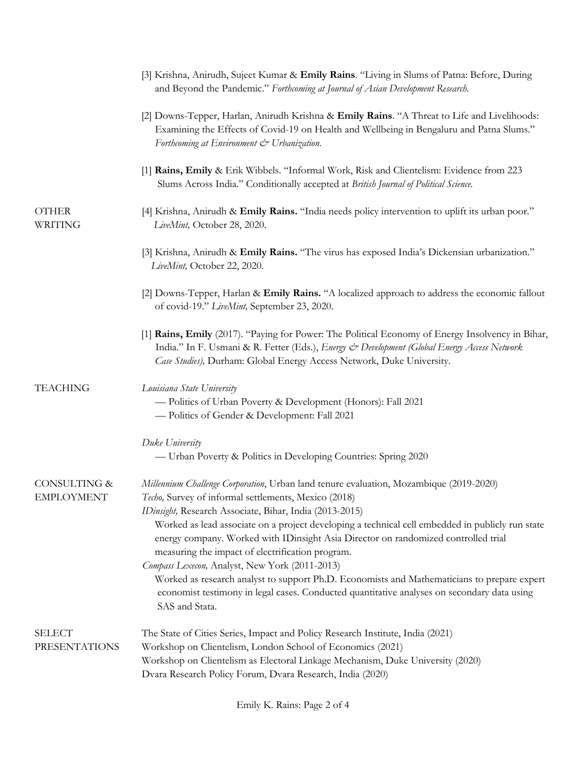[3] Krishna, Anirudh, Sujeet Kumar & **Emily Rains**. "Living in Slums of Patna: Before, During and Beyond the Pandemic." *Forthcoming at Journal of Asian Development Research.*

[2] Downs-Tepper, Harlan, Anirudh Krishna & **Emily Rains**. "A Threat to Life and Livelihoods: Examining the Effects of Covid-19 on Health and Wellbeing in Bengaluru and Patna Slums." *Forthcoming at Environment & Urbanization.*

[1] **Rains, Emily** & Erik Wibbels. "Informal Work, Risk and Clientelism: Evidence from 223 Slums Across India." Conditionally accepted at *British Journal of Political Science.*

## OTHER WRITING

[4] Krishna, Anirudh & **Emily Rains.** "India needs policy intervention to uplift its urban poor." *LiveMint,* October 28, 2020.

[3] Krishna, Anirudh & **Emily Rains.** "The virus has exposed India's Dickensian urbanization." *LiveMint,* October 22, 2020.

[2] Downs-Tepper, Harlan & **Emily Rains.** "A localized approach to address the economic fallout of covid-19." *LiveMint,* September 23, 2020.

[1] **Rains, Emily** (2017). "Paying for Power: The Political Economy of Energy Insolvency in Bihar, India." In F. Usmani & R. Fetter (Eds.), *Energy & Development (Global Energy Access Network Case Studies),* Durham: Global Energy Access Network, Duke University.

## TEACHING

*Louisiana State University*
— Politics of Urban Poverty & Development (Honors): Fall 2021
— Politics of Gender & Development: Fall 2021

*Duke University*
— Urban Poverty & Politics in Developing Countries: Spring 2020

## CONSULTING & EMPLOYMENT

*Millennium Challenge Corporation*, Urban land tenure evaluation, Mozambique (2019-2020)
*Techo,* Survey of informal settlements, Mexico (2018)
*IDinsight,* Research Associate, Bihar, India (2013-2015)
Worked as lead associate on a project developing a technical cell embedded in publicly run state energy company. Worked with IDinsight Asia Director on randomized controlled trial measuring the impact of electrification program.
*Compass Lexecon,* Analyst, New York (2011-2013)
Worked as research analyst to support Ph.D. Economists and Mathematicians to prepare expert economist testimony in legal cases. Conducted quantitative analyses on secondary data using SAS and Stata.

## SELECT PRESENTATIONS

The State of Cities Series, Impact and Policy Research Institute, India (2021)
Workshop on Clientelism, London School of Economics (2021)
Workshop on Clientelism as Electoral Linkage Mechanism, Duke University (2020)
Dvara Research Policy Forum, Dvara Research, India (2020)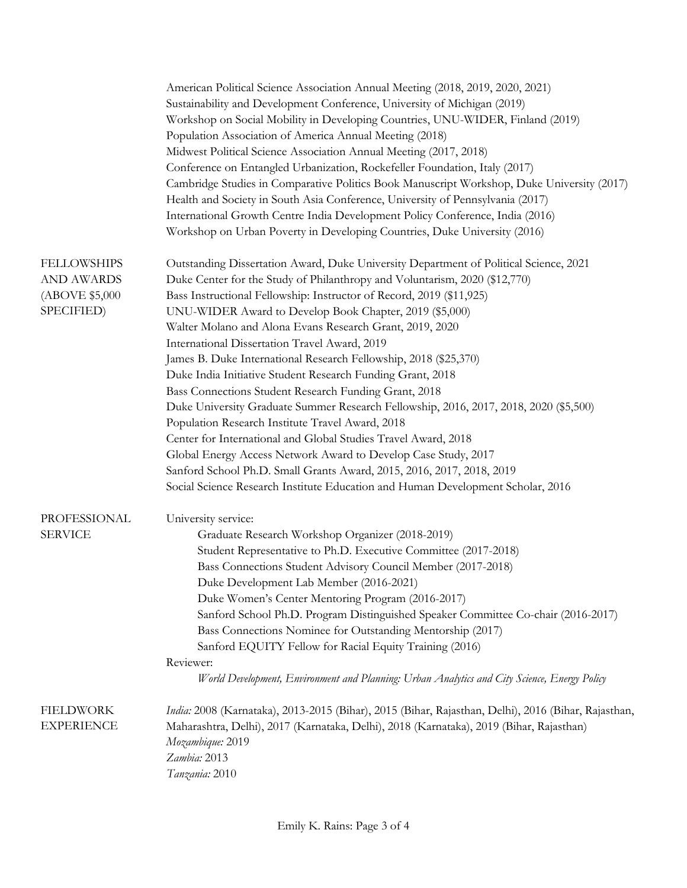American Political Science Association Annual Meeting (2018, 2019, 2020, 2021)
Sustainability and Development Conference, University of Michigan (2019)
Workshop on Social Mobility in Developing Countries, UNU-WIDER, Finland (2019)
Population Association of America Annual Meeting (2018)
Midwest Political Science Association Annual Meeting (2017, 2018)
Conference on Entangled Urbanization, Rockefeller Foundation, Italy (2017)
Cambridge Studies in Comparative Politics Book Manuscript Workshop, Duke University (2017)
Health and Society in South Asia Conference, University of Pennsylvania (2017)
International Growth Centre India Development Policy Conference, India (2016)
Workshop on Urban Poverty in Developing Countries, Duke University (2016)

## FELLOWSHIPS AND AWARDS (ABOVE $5,000 SPECIFIED)

Outstanding Dissertation Award, Duke University Department of Political Science, 2021
Duke Center for the Study of Philanthropy and Voluntarism, 2020 ($12,770)
Bass Instructional Fellowship: Instructor of Record, 2019 ($11,925)
UNU-WIDER Award to Develop Book Chapter, 2019 ($5,000)
Walter Molano and Alona Evans Research Grant, 2019, 2020
International Dissertation Travel Award, 2019
James B. Duke International Research Fellowship, 2018 ($25,370)
Duke India Initiative Student Research Funding Grant, 2018
Bass Connections Student Research Funding Grant, 2018
Duke University Graduate Summer Research Fellowship, 2016, 2017, 2018, 2020 ($5,500)
Population Research Institute Travel Award, 2018
Center for International and Global Studies Travel Award, 2018
Global Energy Access Network Award to Develop Case Study, 2017
Sanford School Ph.D. Small Grants Award, 2015, 2016, 2017, 2018, 2019
Social Science Research Institute Education and Human Development Scholar, 2016

## PROFESSIONAL SERVICE

University service:

- Graduate Research Workshop Organizer (2018-2019)
- Student Representative to Ph.D. Executive Committee (2017-2018)
- Bass Connections Student Advisory Council Member (2017-2018)
- Duke Development Lab Member (2016-2021)
- Duke Women's Center Mentoring Program (2016-2017)
- Sanford School Ph.D. Program Distinguished Speaker Committee Co-chair (2016-2017)
- Bass Connections Nominee for Outstanding Mentorship (2017)
- Sanford EQUITY Fellow for Racial Equity Training (2016)

Reviewer:

- *World Development, Environment and Planning: Urban Analytics and City Science, Energy Policy*

## FIELDWORK EXPERIENCE

*India:* 2008 (Karnataka), 2013-2015 (Bihar), 2015 (Bihar, Rajasthan, Delhi), 2016 (Bihar, Rajasthan, Maharashtra, Delhi), 2017 (Karnataka, Delhi), 2018 (Karnataka), 2019 (Bihar, Rajasthan)
*Mozambique:* 2019
*Zambia:* 2013
*Tanzania:* 2010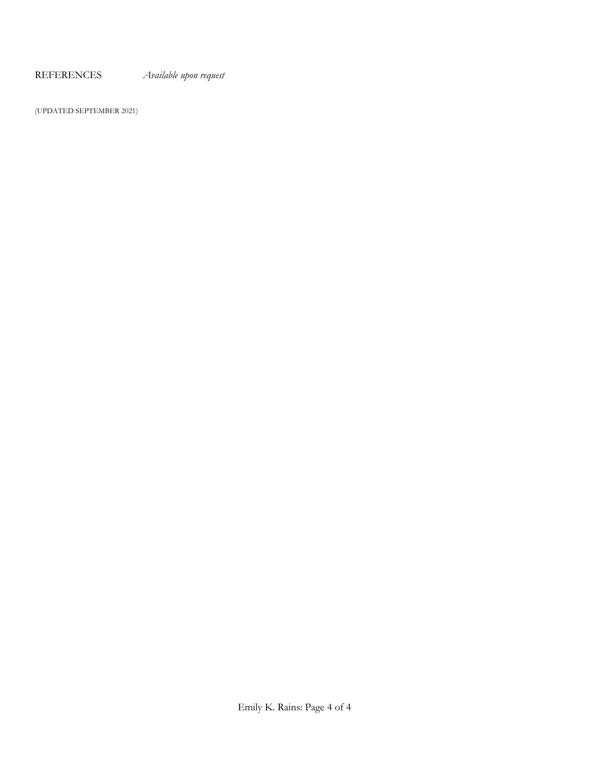REFERENCES *Available upon request*

(UPDATED SEPTEMBER 2021)